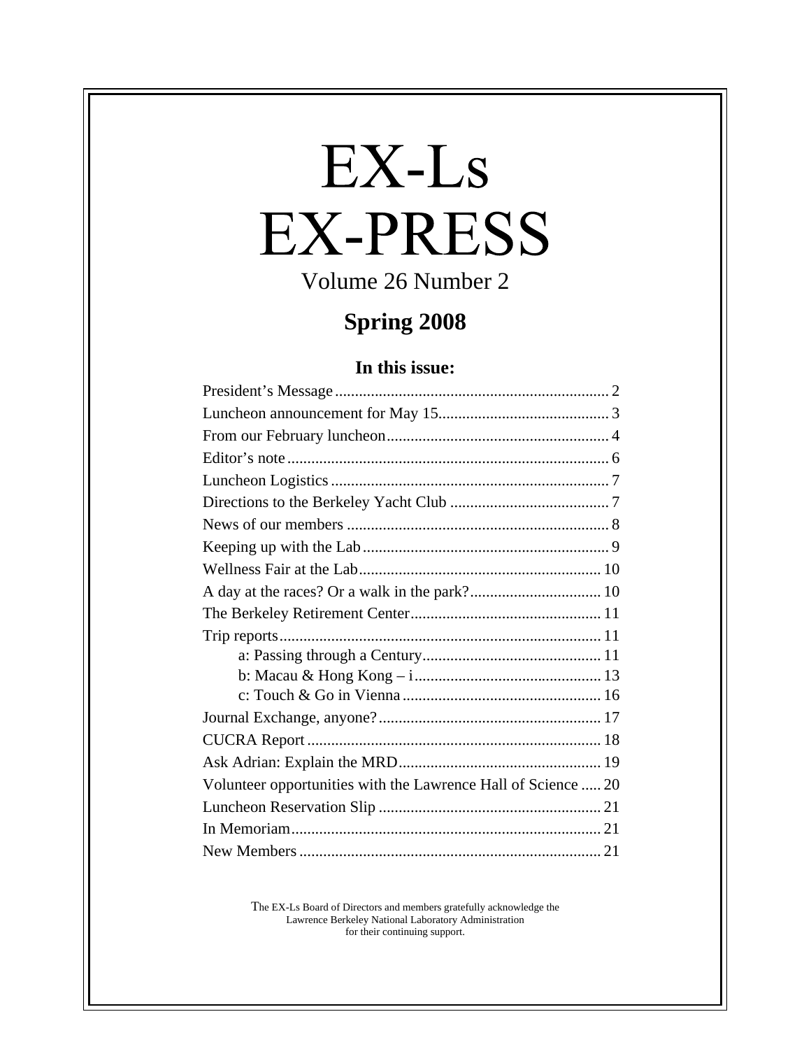# EX-Ls EX-PRESS

Volume 26 Number 2

## Spring 2008

### In this issue:

| | |
|---|---|
| President's Message | 2 |
| Luncheon announcement for May 15 | 3 |
| From our February luncheon | 4 |
| Editor's note | 6 |
| Luncheon Logistics | 7 |
| Directions to the Berkeley Yacht Club | 7 |
| News of our members | 8 |
| Keeping up with the Lab | 9 |
| Wellness Fair at the Lab | 10 |
| A day at the races? Or a walk in the park? | 10 |
| The Berkeley Retirement Center | 11 |
| Trip reports | 11 |
| a: Passing through a Century | 11 |
| b: Macau & Hong Kong – i | 13 |
| c: Touch & Go in Vienna | 16 |
| Journal Exchange, anyone? | 17 |
| CUCRA Report | 18 |
| Ask Adrian: Explain the MRD | 19 |
| Volunteer opportunities with the Lawrence Hall of Science | 20 |
| Luncheon Reservation Slip | 21 |
| In Memoriam | 21 |
| New Members | 21 |

The EX-Ls Board of Directors and members gratefully acknowledge the Lawrence Berkeley National Laboratory Administration for their continuing support.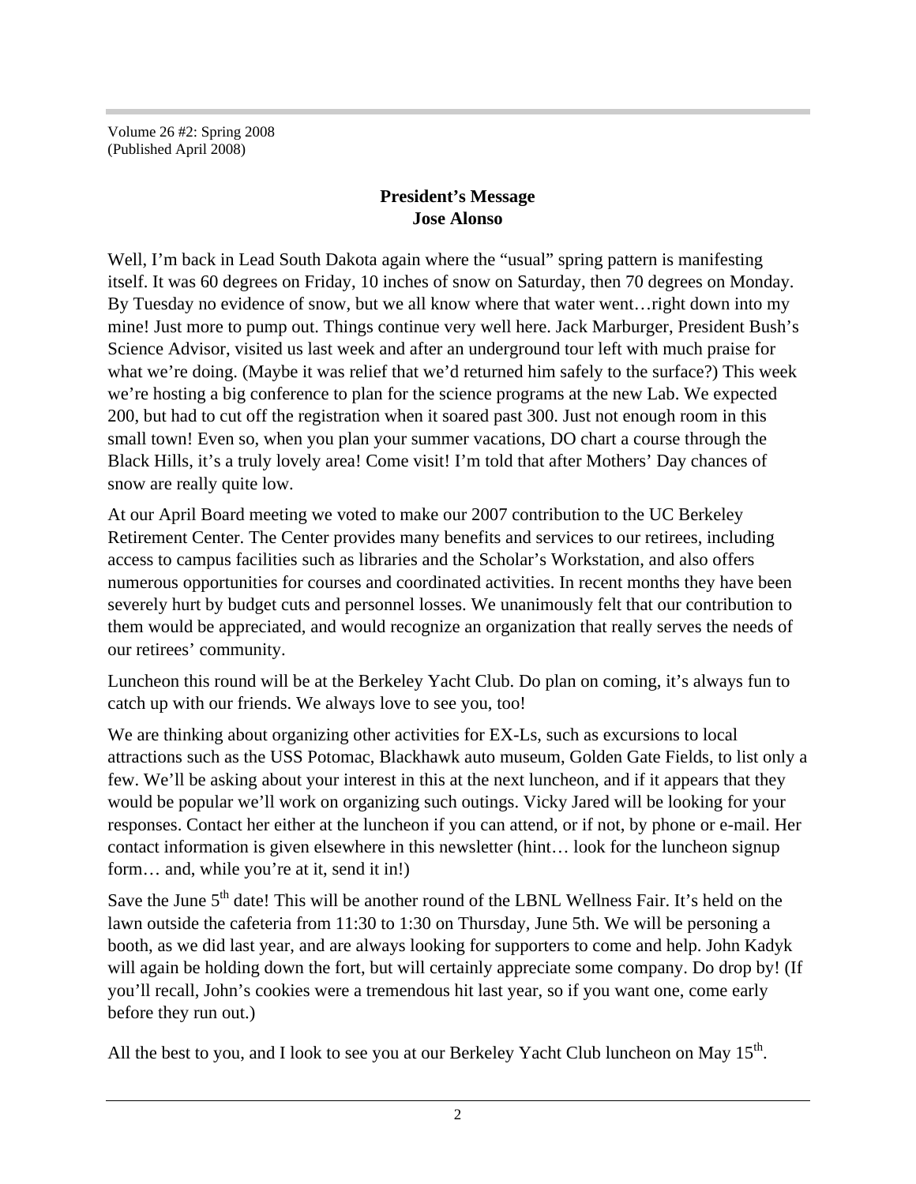Volume 26 #2: Spring 2008
(Published April 2008)

## President's Message
## Jose Alonso

Well, I'm back in Lead South Dakota again where the "usual" spring pattern is manifesting itself. It was 60 degrees on Friday, 10 inches of snow on Saturday, then 70 degrees on Monday. By Tuesday no evidence of snow, but we all know where that water went…right down into my mine! Just more to pump out. Things continue very well here. Jack Marburger, President Bush's Science Advisor, visited us last week and after an underground tour left with much praise for what we're doing. (Maybe it was relief that we'd returned him safely to the surface?) This week we're hosting a big conference to plan for the science programs at the new Lab. We expected 200, but had to cut off the registration when it soared past 300. Just not enough room in this small town! Even so, when you plan your summer vacations, DO chart a course through the Black Hills, it's a truly lovely area! Come visit! I'm told that after Mothers' Day chances of snow are really quite low.

At our April Board meeting we voted to make our 2007 contribution to the UC Berkeley Retirement Center. The Center provides many benefits and services to our retirees, including access to campus facilities such as libraries and the Scholar's Workstation, and also offers numerous opportunities for courses and coordinated activities. In recent months they have been severely hurt by budget cuts and personnel losses. We unanimously felt that our contribution to them would be appreciated, and would recognize an organization that really serves the needs of our retirees' community.

Luncheon this round will be at the Berkeley Yacht Club. Do plan on coming, it's always fun to catch up with our friends. We always love to see you, too!

We are thinking about organizing other activities for EX-Ls, such as excursions to local attractions such as the USS Potomac, Blackhawk auto museum, Golden Gate Fields, to list only a few. We'll be asking about your interest in this at the next luncheon, and if it appears that they would be popular we'll work on organizing such outings. Vicky Jared will be looking for your responses. Contact her either at the luncheon if you can attend, or if not, by phone or e-mail. Her contact information is given elsewhere in this newsletter (hint… look for the luncheon signup form… and, while you're at it, send it in!)

Save the June 5th date! This will be another round of the LBNL Wellness Fair. It's held on the lawn outside the cafeteria from 11:30 to 1:30 on Thursday, June 5th. We will be personing a booth, as we did last year, and are always looking for supporters to come and help. John Kadyk will again be holding down the fort, but will certainly appreciate some company. Do drop by! (If you'll recall, John's cookies were a tremendous hit last year, so if you want one, come early before they run out.)

All the best to you, and I look to see you at our Berkeley Yacht Club luncheon on May 15th.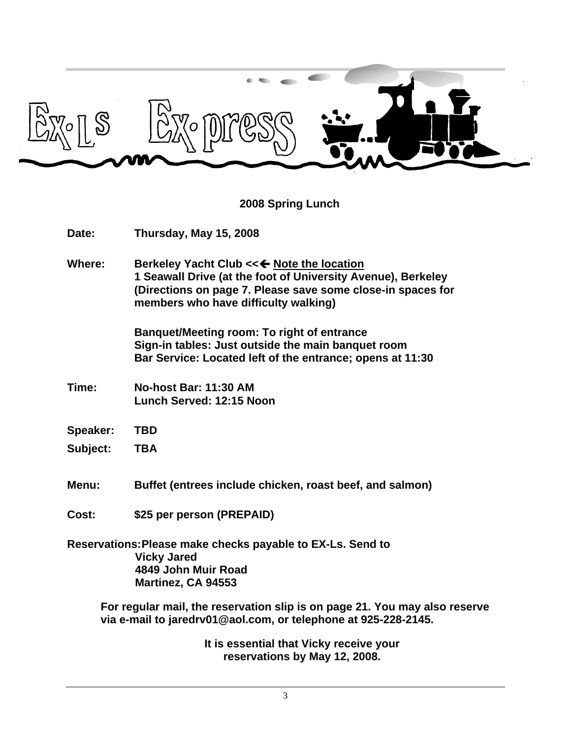# Ex-Ls Ex-press

## 2008 Spring Lunch

**Date:** Thursday, May 15, 2008

**Where:** Berkeley Yacht Club <<🡐 <u>Note the location</u>
1 Seawall Drive (at the foot of University Avenue), Berkeley
(Directions on page 7. Please save some close-in spaces for members who have difficulty walking)

Banquet/Meeting room: To right of entrance
Sign-in tables: Just outside the main banquet room
Bar Service: Located left of the entrance; opens at 11:30

**Time:** No-host Bar: 11:30 AM
Lunch Served: 12:15 Noon

**Speaker:** TBD

**Subject:** TBA

**Menu:** Buffet (entrees include chicken, roast beef, and salmon)

**Cost:** $25 per person (PREPAID)

**Reservations:** Please make checks payable to EX-Ls. Send to
Vicky Jared
4849 John Muir Road
Martinez, CA 94553

For regular mail, the reservation slip is on page 21. You may also reserve via e-mail to jaredrv01@aol.com, or telephone at 925-228-2145.

**It is essential that Vicky receive your reservations by May 12, 2008.**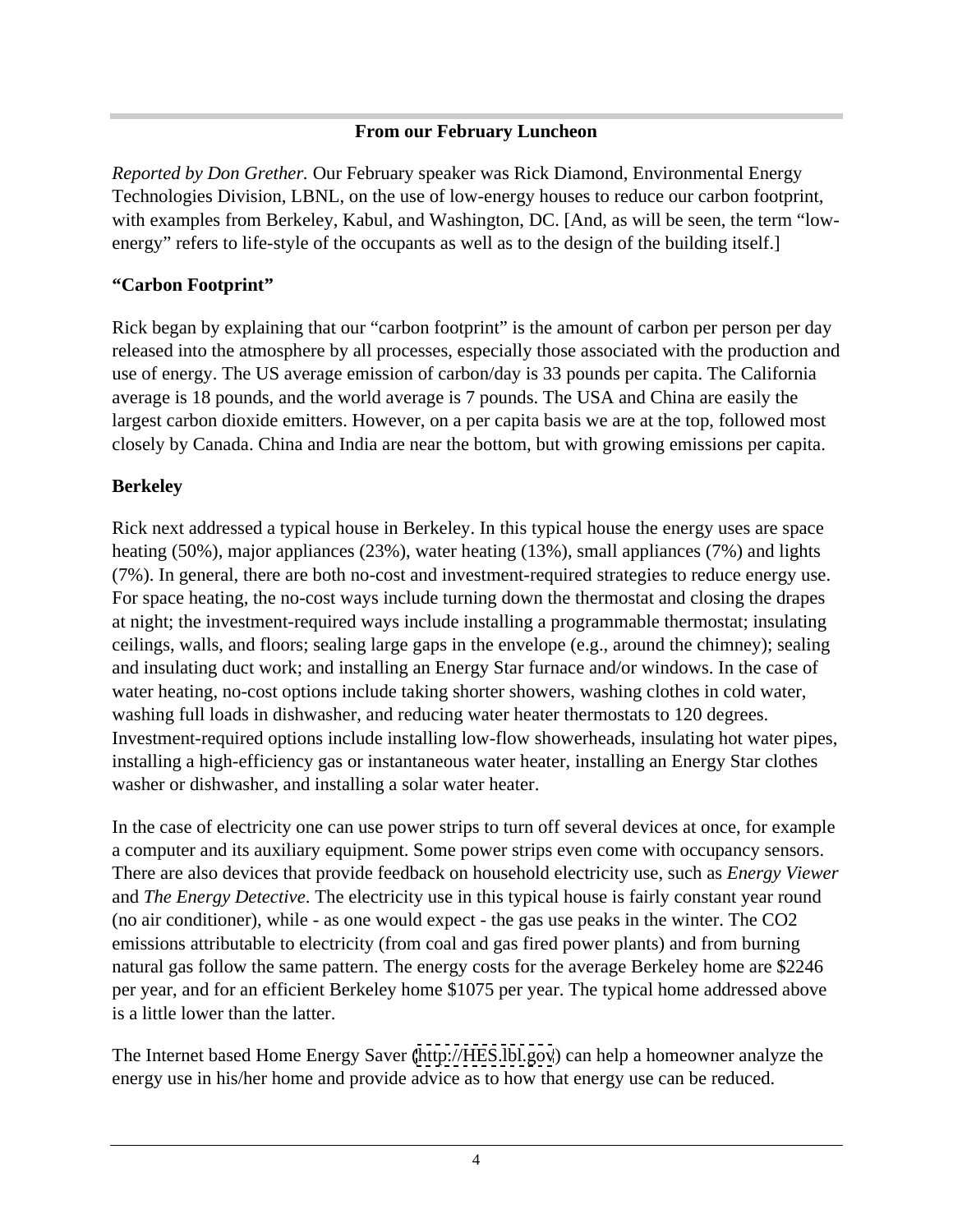## From our February Luncheon

*Reported by Don Grether.* Our February speaker was Rick Diamond, Environmental Energy Technologies Division, LBNL, on the use of low-energy houses to reduce our carbon footprint, with examples from Berkeley, Kabul, and Washington, DC. [And, as will be seen, the term "low-energy" refers to life-style of the occupants as well as to the design of the building itself.]

### "Carbon Footprint"

Rick began by explaining that our "carbon footprint" is the amount of carbon per person per day released into the atmosphere by all processes, especially those associated with the production and use of energy. The US average emission of carbon/day is 33 pounds per capita. The California average is 18 pounds, and the world average is 7 pounds. The USA and China are easily the largest carbon dioxide emitters. However, on a per capita basis we are at the top, followed most closely by Canada. China and India are near the bottom, but with growing emissions per capita.

### Berkeley

Rick next addressed a typical house in Berkeley. In this typical house the energy uses are space heating (50%), major appliances (23%), water heating (13%), small appliances (7%) and lights (7%). In general, there are both no-cost and investment-required strategies to reduce energy use. For space heating, the no-cost ways include turning down the thermostat and closing the drapes at night; the investment-required ways include installing a programmable thermostat; insulating ceilings, walls, and floors; sealing large gaps in the envelope (e.g., around the chimney); sealing and insulating duct work; and installing an Energy Star furnace and/or windows. In the case of water heating, no-cost options include taking shorter showers, washing clothes in cold water, washing full loads in dishwasher, and reducing water heater thermostats to 120 degrees. Investment-required options include installing low-flow showerheads, insulating hot water pipes, installing a high-efficiency gas or instantaneous water heater, installing an Energy Star clothes washer or dishwasher, and installing a solar water heater.

In the case of electricity one can use power strips to turn off several devices at once, for example a computer and its auxiliary equipment. Some power strips even come with occupancy sensors. There are also devices that provide feedback on household electricity use, such as *Energy Viewer* and *The Energy Detective*. The electricity use in this typical house is fairly constant year round (no air conditioner), while - as one would expect - the gas use peaks in the winter. The $CO_2$ emissions attributable to electricity (from coal and gas fired power plants) and from burning natural gas follow the same pattern. The energy costs for the average Berkeley home are $2246 per year, and for an efficient Berkeley home $1075 per year. The typical home addressed above is a little lower than the latter.

The Internet based Home Energy Saver (http://HES.lbl.gov) can help a homeowner analyze the energy use in his/her home and provide advice as to how that energy use can be reduced.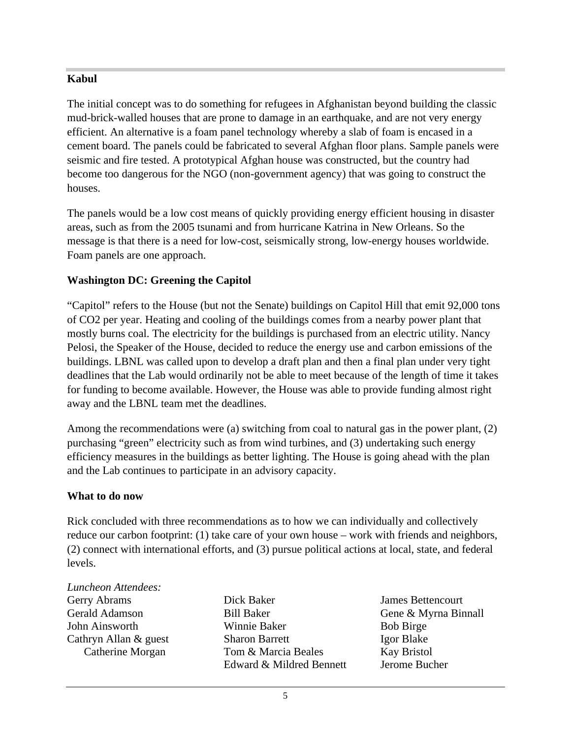### Kabul

The initial concept was to do something for refugees in Afghanistan beyond building the classic mud-brick-walled houses that are prone to damage in an earthquake, and are not very energy efficient. An alternative is a foam panel technology whereby a slab of foam is encased in a cement board. The panels could be fabricated to several Afghan floor plans. Sample panels were seismic and fire tested. A prototypical Afghan house was constructed, but the country had become too dangerous for the NGO (non-government agency) that was going to construct the houses.

The panels would be a low cost means of quickly providing energy efficient housing in disaster areas, such as from the 2005 tsunami and from hurricane Katrina in New Orleans. So the message is that there is a need for low-cost, seismically strong, low-energy houses worldwide. Foam panels are one approach.

### Washington DC: Greening the Capitol

"Capitol" refers to the House (but not the Senate) buildings on Capitol Hill that emit 92,000 tons of $CO_2$ per year. Heating and cooling of the buildings comes from a nearby power plant that mostly burns coal. The electricity for the buildings is purchased from an electric utility. Nancy Pelosi, the Speaker of the House, decided to reduce the energy use and carbon emissions of the buildings. LBNL was called upon to develop a draft plan and then a final plan under very tight deadlines that the Lab would ordinarily not be able to meet because of the length of time it takes for funding to become available. However, the House was able to provide funding almost right away and the LBNL team met the deadlines.

Among the recommendations were (a) switching from coal to natural gas in the power plant, (2) purchasing "green" electricity such as from wind turbines, and (3) undertaking such energy efficiency measures in the buildings as better lighting. The House is going ahead with the plan and the Lab continues to participate in an advisory capacity.

### What to do now

Rick concluded with three recommendations as to how we can individually and collectively reduce our carbon footprint: (1) take care of your own house – work with friends and neighbors, (2) connect with international efforts, and (3) pursue political actions at local, state, and federal levels.

*Luncheon Attendees:*

Gerry Abrams
Gerald Adamson
John Ainsworth
Cathryn Allan & guest Catherine Morgan
Dick Baker
Bill Baker
Winnie Baker
Sharon Barrett
Tom & Marcia Beales
Edward & Mildred Bennett
James Bettencourt
Gene & Myrna Binnall
Bob Birge
Igor Blake
Kay Bristol
Jerome Bucher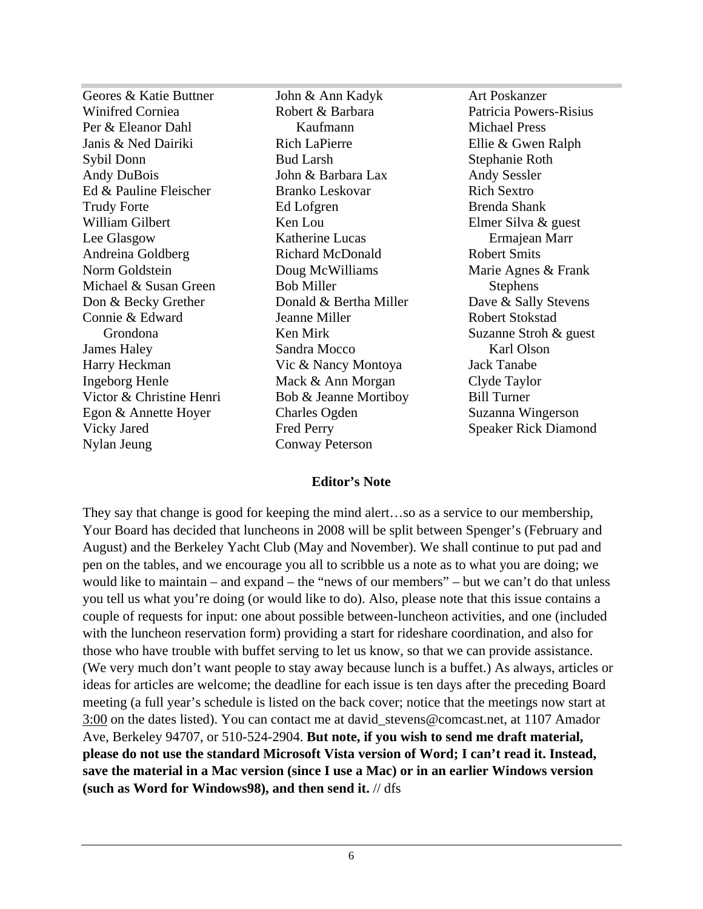Geores & Katie Buttner
Winifred Corniea
Per & Eleanor Dahl
Janis & Ned Dairiki
Sybil Donn
Andy DuBois
Ed & Pauline Fleischer
Trudy Forte
William Gilbert
Lee Glasgow
Andreina Goldberg
Norm Goldstein
Michael & Susan Green
Don & Becky Grether
Connie & Edward Grondona
James Haley
Harry Heckman
Ingeborg Henle
Victor & Christine Henri
Egon & Annette Hoyer
Vicky Jared
Nylan Jeung
John & Ann Kadyk
Robert & Barbara Kaufmann
Rich LaPierre
Bud Larsh
John & Barbara Lax
Branko Leskovar
Ed Lofgren
Ken Lou
Katherine Lucas
Richard McDonald
Doug McWilliams
Bob Miller
Donald & Bertha Miller
Jeanne Miller
Ken Mirk
Sandra Mocco
Vic & Nancy Montoya
Mack & Ann Morgan
Bob & Jeanne Mortiboy
Charles Ogden
Fred Perry
Conway Peterson
Art Poskanzer
Patricia Powers-Risius
Michael Press
Ellie & Gwen Ralph
Stephanie Roth
Andy Sessler
Rich Sextro
Brenda Shank
Elmer Silva & guest Ermajean Marr
Robert Smits
Marie Agnes & Frank Stephens
Dave & Sally Stevens
Robert Stokstad
Suzanne Stroh & guest Karl Olson
Jack Tanabe
Clyde Taylor
Bill Turner
Suzanna Wingerson
Speaker Rick Diamond

**Editor's Note**

They say that change is good for keeping the mind alert…so as a service to our membership, Your Board has decided that luncheons in 2008 will be split between Spenger's (February and August) and the Berkeley Yacht Club (May and November). We shall continue to put pad and pen on the tables, and we encourage you all to scribble us a note as to what you are doing; we would like to maintain – and expand – the "news of our members" – but we can't do that unless you tell us what you're doing (or would like to do). Also, please note that this issue contains a couple of requests for input: one about possible between-luncheon activities, and one (included with the luncheon reservation form) providing a start for rideshare coordination, and also for those who have trouble with buffet serving to let us know, so that we can provide assistance. (We very much don't want people to stay away because lunch is a buffet.) As always, articles or ideas for articles are welcome; the deadline for each issue is ten days after the preceding Board meeting (a full year's schedule is listed on the back cover; notice that the meetings now start at 3:00 on the dates listed). You can contact me at david_stevens@comcast.net, at 1107 Amador Ave, Berkeley 94707, or 510-524-2904. **But note, if you wish to send me draft material, please do not use the standard Microsoft Vista version of Word; I can't read it. Instead, save the material in a Mac version (since I use a Mac) or in an earlier Windows version (such as Word for Windows98), and then send it.** // dfs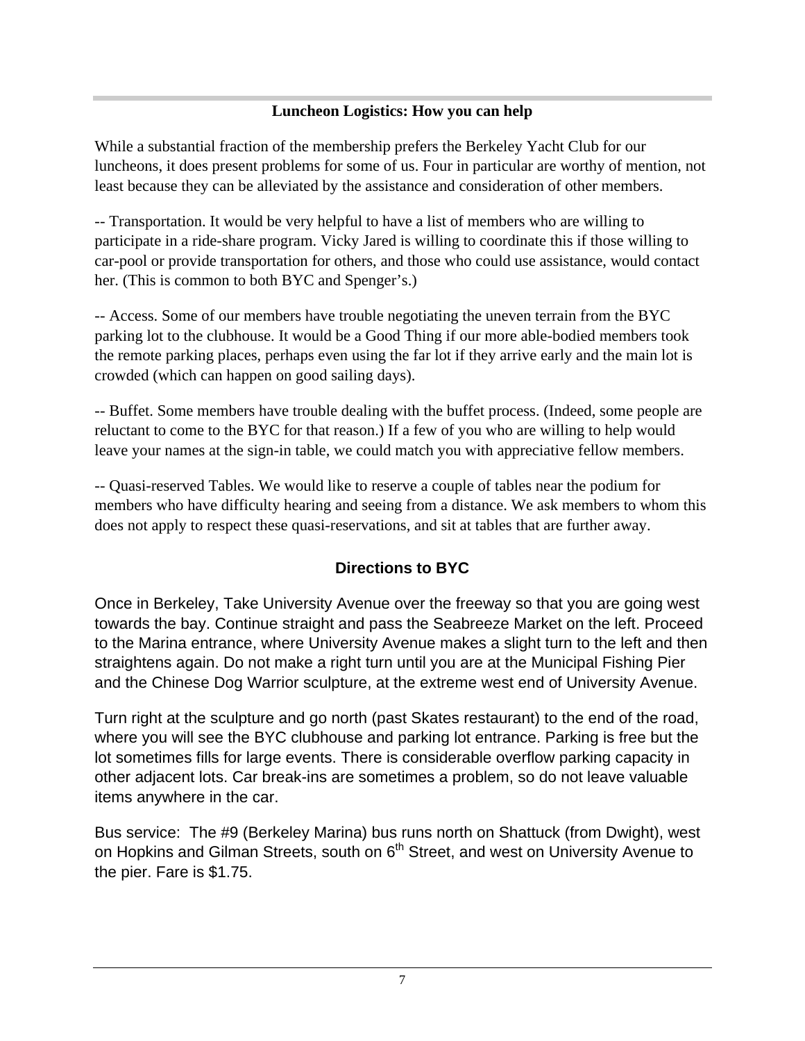## Luncheon Logistics: How you can help

While a substantial fraction of the membership prefers the Berkeley Yacht Club for our luncheons, it does present problems for some of us. Four in particular are worthy of mention, not least because they can be alleviated by the assistance and consideration of other members.

-- Transportation. It would be very helpful to have a list of members who are willing to participate in a ride-share program. Vicky Jared is willing to coordinate this if those willing to car-pool or provide transportation for others, and those who could use assistance, would contact her. (This is common to both BYC and Spenger's.)

-- Access. Some of our members have trouble negotiating the uneven terrain from the BYC parking lot to the clubhouse. It would be a Good Thing if our more able-bodied members took the remote parking places, perhaps even using the far lot if they arrive early and the main lot is crowded (which can happen on good sailing days).

-- Buffet. Some members have trouble dealing with the buffet process. (Indeed, some people are reluctant to come to the BYC for that reason.) If a few of you who are willing to help would leave your names at the sign-in table, we could match you with appreciative fellow members.

-- Quasi-reserved Tables. We would like to reserve a couple of tables near the podium for members who have difficulty hearing and seeing from a distance. We ask members to whom this does not apply to respect these quasi-reservations, and sit at tables that are further away.

## Directions to BYC

Once in Berkeley, Take University Avenue over the freeway so that you are going west towards the bay. Continue straight and pass the Seabreeze Market on the left. Proceed to the Marina entrance, where University Avenue makes a slight turn to the left and then straightens again. Do not make a right turn until you are at the Municipal Fishing Pier and the Chinese Dog Warrior sculpture, at the extreme west end of University Avenue.

Turn right at the sculpture and go north (past Skates restaurant) to the end of the road, where you will see the BYC clubhouse and parking lot entrance. Parking is free but the lot sometimes fills for large events. There is considerable overflow parking capacity in other adjacent lots. Car break-ins are sometimes a problem, so do not leave valuable items anywhere in the car.

Bus service: The #9 (Berkeley Marina) bus runs north on Shattuck (from Dwight), west on Hopkins and Gilman Streets, south on 6th Street, and west on University Avenue to the pier. Fare is $1.75.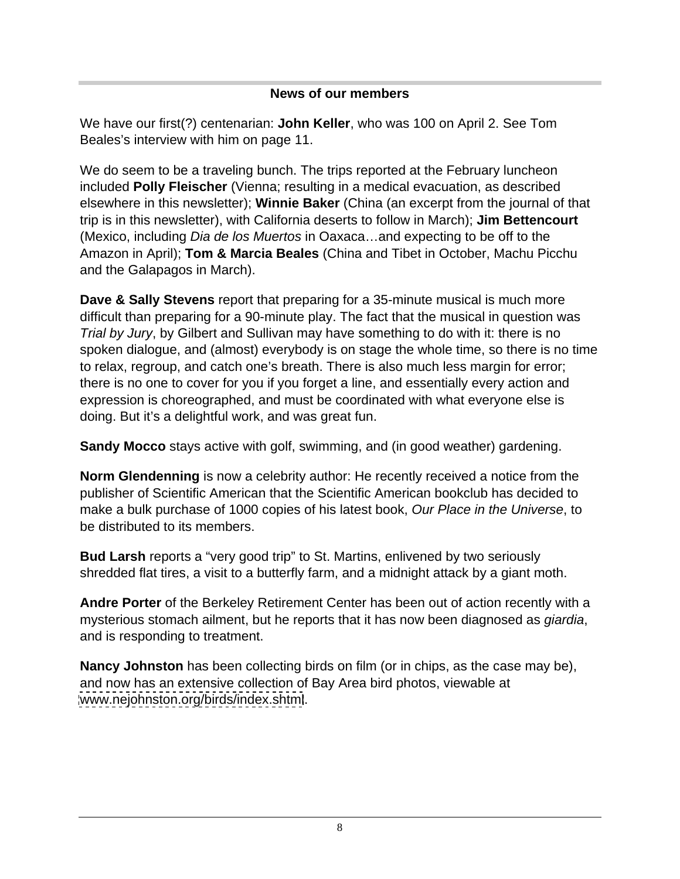## News of our members

We have our first(?) centenarian: **John Keller**, who was 100 on April 2. See Tom Beales's interview with him on page 11.

We do seem to be a traveling bunch. The trips reported at the February luncheon included **Polly Fleischer** (Vienna; resulting in a medical evacuation, as described elsewhere in this newsletter); **Winnie Baker** (China (an excerpt from the journal of that trip is in this newsletter), with California deserts to follow in March); **Jim Bettencourt** (Mexico, including *Dia de los Muertos* in Oaxaca…and expecting to be off to the Amazon in April); **Tom & Marcia Beales** (China and Tibet in October, Machu Picchu and the Galapagos in March).

**Dave & Sally Stevens** report that preparing for a 35-minute musical is much more difficult than preparing for a 90-minute play. The fact that the musical in question was *Trial by Jury*, by Gilbert and Sullivan may have something to do with it: there is no spoken dialogue, and (almost) everybody is on stage the whole time, so there is no time to relax, regroup, and catch one's breath. There is also much less margin for error; there is no one to cover for you if you forget a line, and essentially every action and expression is choreographed, and must be coordinated with what everyone else is doing. But it's a delightful work, and was great fun.

**Sandy Mocco** stays active with golf, swimming, and (in good weather) gardening.

**Norm Glendenning** is now a celebrity author: He recently received a notice from the publisher of Scientific American that the Scientific American bookclub has decided to make a bulk purchase of 1000 copies of his latest book, *Our Place in the Universe*, to be distributed to its members.

**Bud Larsh** reports a "very good trip" to St. Martins, enlivened by two seriously shredded flat tires, a visit to a butterfly farm, and a midnight attack by a giant moth.

**Andre Porter** of the Berkeley Retirement Center has been out of action recently with a mysterious stomach ailment, but he reports that it has now been diagnosed as *giardia*, and is responding to treatment.

**Nancy Johnston** has been collecting birds on film (or in chips, as the case may be), and now has an extensive collection of Bay Area bird photos, viewable at www.nejohnston.org/birds/index.shtml.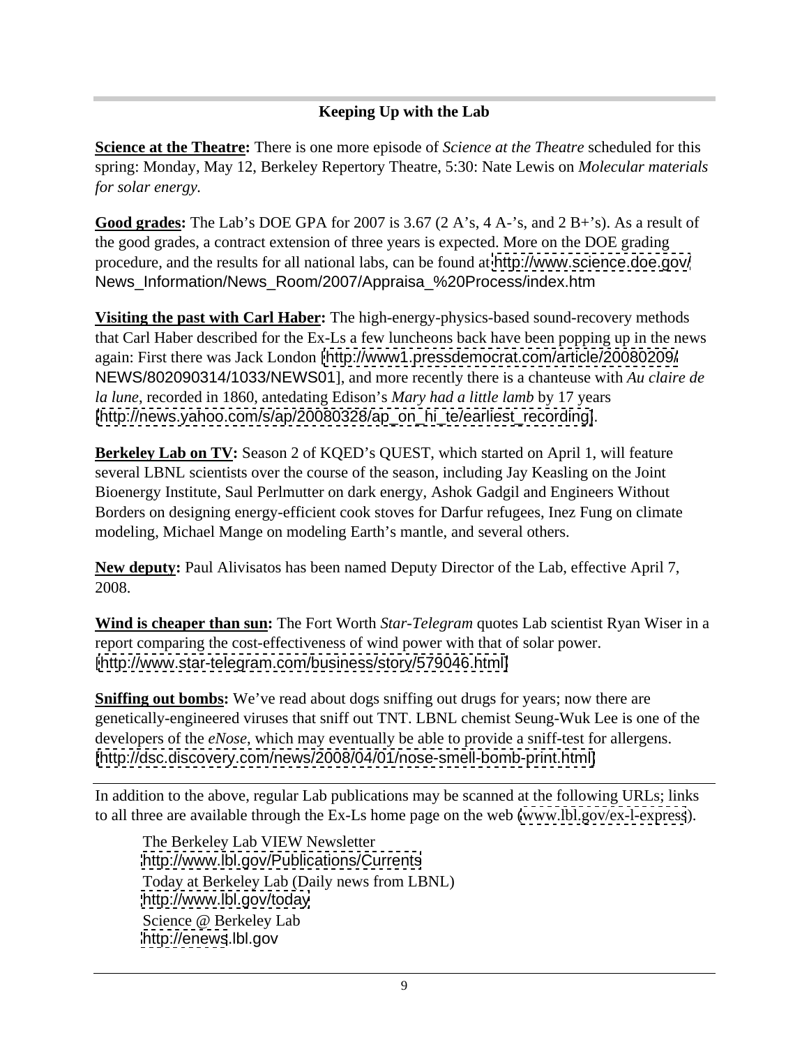## Keeping Up with the Lab

**Science at the Theatre:** There is one more episode of *Science at the Theatre* scheduled for this spring: Monday, May 12, Berkeley Repertory Theatre, 5:30: Nate Lewis on *Molecular materials for solar energy.*

**Good grades:** The Lab's DOE GPA for 2007 is 3.67 (2 A's, 4 A-'s, and 2 B+'s). As a result of the good grades, a contract extension of three years is expected. More on the DOE grading procedure, and the results for all national labs, can be found at http://www.science.doe.gov/News_Information/News_Room/2007/Appraisa_%20Process/index.htm

**Visiting the past with Carl Haber:** The high-energy-physics-based sound-recovery methods that Carl Haber described for the Ex-Ls a few luncheons back have been popping up in the news again: First there was Jack London [http://www1.pressdemocrat.com/article/20080209/NEWS/802090314/1033/NEWS01], and more recently there is a chanteuse with *Au claire de la lune*, recorded in 1860, antedating Edison's *Mary had a little lamb* by 17 years [http://news.yahoo.com/s/ap/20080328/ap_on_hi_te/earliest_recording].

**Berkeley Lab on TV:** Season 2 of KQED's QUEST, which started on April 1, will feature several LBNL scientists over the course of the season, including Jay Keasling on the Joint Bioenergy Institute, Saul Perlmutter on dark energy, Ashok Gadgil and Engineers Without Borders on designing energy-efficient cook stoves for Darfur refugees, Inez Fung on climate modeling, Michael Mange on modeling Earth's mantle, and several others.

**New deputy:** Paul Alivisatos has been named Deputy Director of the Lab, effective April 7, 2008.

**Wind is cheaper than sun:** The Fort Worth *Star-Telegram* quotes Lab scientist Ryan Wiser in a report comparing the cost-effectiveness of wind power with that of solar power. [http://www.star-telegram.com/business/story/579046.html]

**Sniffing out bombs:** We've read about dogs sniffing out drugs for years; now there are genetically-engineered viruses that sniff out TNT. LBNL chemist Seung-Wuk Lee is one of the developers of the *eNose*, which may eventually be able to provide a sniff-test for allergens. [http://dsc.discovery.com/news/2008/04/01/nose-smell-bomb-print.html]

---

In addition to the above, regular Lab publications may be scanned at the following URLs; links to all three are available through the Ex-Ls home page on the web (www.lbl.gov/ex-l-express).

The Berkeley Lab VIEW Newsletter
http://www.lbl.gov/Publications/Currents
Today at Berkeley Lab (Daily news from LBNL)
http://www.lbl.gov/today
Science @ Berkeley Lab
http://enews.lbl.gov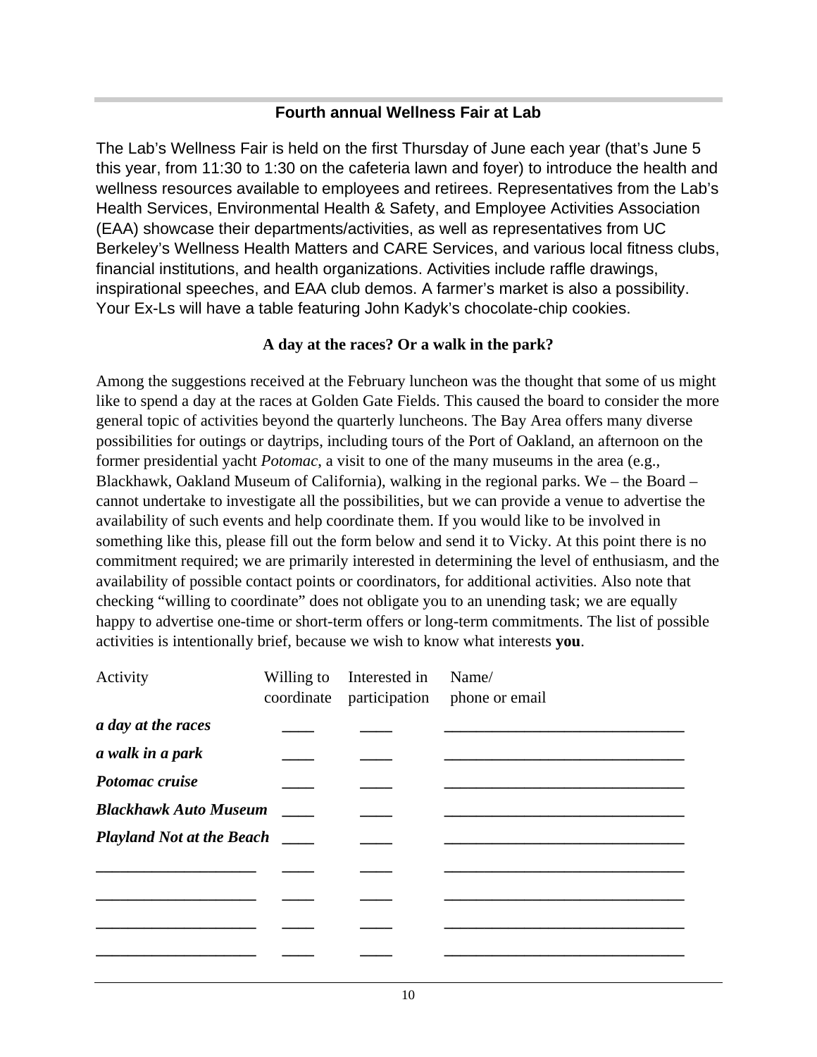## Fourth annual Wellness Fair at Lab

The Lab's Wellness Fair is held on the first Thursday of June each year (that's June 5 this year, from 11:30 to 1:30 on the cafeteria lawn and foyer) to introduce the health and wellness resources available to employees and retirees. Representatives from the Lab's Health Services, Environmental Health & Safety, and Employee Activities Association (EAA) showcase their departments/activities, as well as representatives from UC Berkeley's Wellness Health Matters and CARE Services, and various local fitness clubs, financial institutions, and health organizations. Activities include raffle drawings, inspirational speeches, and EAA club demos. A farmer's market is also a possibility. Your Ex-Ls will have a table featuring John Kadyk's chocolate-chip cookies.

## A day at the races? Or a walk in the park?

Among the suggestions received at the February luncheon was the thought that some of us might like to spend a day at the races at Golden Gate Fields. This caused the board to consider the more general topic of activities beyond the quarterly luncheons. The Bay Area offers many diverse possibilities for outings or daytrips, including tours of the Port of Oakland, an afternoon on the former presidential yacht *Potomac*, a visit to one of the many museums in the area (e.g., Blackhawk, Oakland Museum of California), walking in the regional parks. We – the Board – cannot undertake to investigate all the possibilities, but we can provide a venue to advertise the availability of such events and help coordinate them. If you would like to be involved in something like this, please fill out the form below and send it to Vicky. At this point there is no commitment required; we are primarily interested in determining the level of enthusiasm, and the availability of possible contact points or coordinators, for additional activities. Also note that checking "willing to coordinate" does not obligate you to an unending task; we are equally happy to advertise one-time or short-term offers or long-term commitments. The list of possible activities is intentionally brief, because we wish to know what interests **you**.

| Activity | Willing to coordinate | Interested in participation | Name/ phone or email |
|---|---|---|---|
| ***a day at the races*** | ____ | ____ | ______________________________ |
| ***a walk in a park*** | ____ | ____ | ______________________________ |
| ***Potomac cruise*** | ____ | ____ | ______________________________ |
| ***Blackhawk Auto Museum*** | ____ | ____ | ______________________________ |
| ***Playland Not at the Beach*** | ____ | ____ | ______________________________ |
| ____________________ | ____ | ____ | ______________________________ |
| ____________________ | ____ | ____ | ______________________________ |
| ____________________ | ____ | ____ | ______________________________ |
| ____________________ | ____ | ____ | ______________________________ |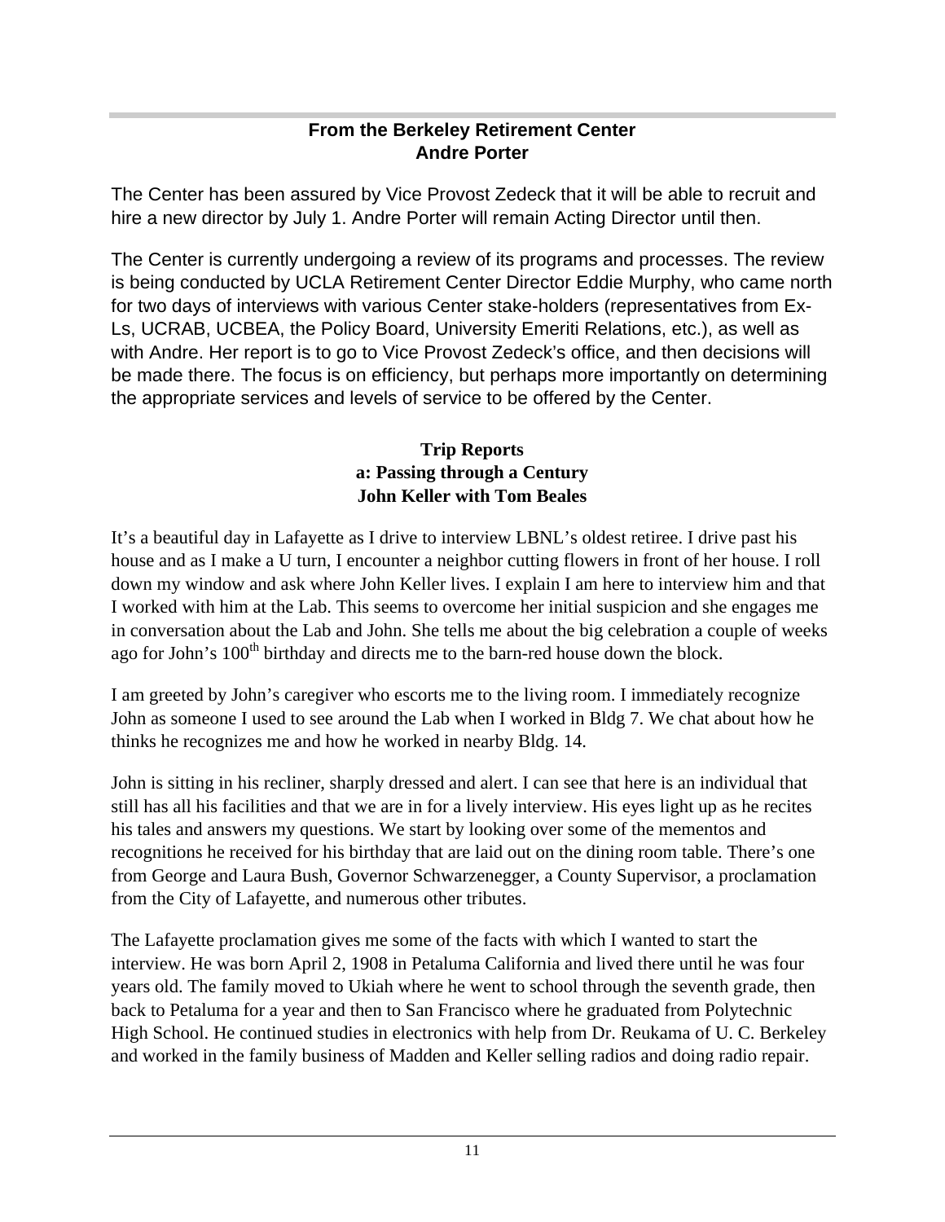## From the Berkeley Retirement Center
## Andre Porter

The Center has been assured by Vice Provost Zedeck that it will be able to recruit and hire a new director by July 1. Andre Porter will remain Acting Director until then.

The Center is currently undergoing a review of its programs and processes. The review is being conducted by UCLA Retirement Center Director Eddie Murphy, who came north for two days of interviews with various Center stake-holders (representatives from Ex-Ls, UCRAB, UCBEA, the Policy Board, University Emeriti Relations, etc.), as well as with Andre. Her report is to go to Vice Provost Zedeck's office, and then decisions will be made there. The focus is on efficiency, but perhaps more importantly on determining the appropriate services and levels of service to be offered by the Center.

## Trip Reports
### a: Passing through a Century
### John Keller with Tom Beales

It's a beautiful day in Lafayette as I drive to interview LBNL's oldest retiree. I drive past his house and as I make a U turn, I encounter a neighbor cutting flowers in front of her house. I roll down my window and ask where John Keller lives. I explain I am here to interview him and that I worked with him at the Lab. This seems to overcome her initial suspicion and she engages me in conversation about the Lab and John. She tells me about the big celebration a couple of weeks ago for John's 100th birthday and directs me to the barn-red house down the block.

I am greeted by John's caregiver who escorts me to the living room. I immediately recognize John as someone I used to see around the Lab when I worked in Bldg 7. We chat about how he thinks he recognizes me and how he worked in nearby Bldg. 14.

John is sitting in his recliner, sharply dressed and alert. I can see that here is an individual that still has all his facilities and that we are in for a lively interview. His eyes light up as he recites his tales and answers my questions. We start by looking over some of the mementos and recognitions he received for his birthday that are laid out on the dining room table. There's one from George and Laura Bush, Governor Schwarzenegger, a County Supervisor, a proclamation from the City of Lafayette, and numerous other tributes.

The Lafayette proclamation gives me some of the facts with which I wanted to start the interview. He was born April 2, 1908 in Petaluma California and lived there until he was four years old. The family moved to Ukiah where he went to school through the seventh grade, then back to Petaluma for a year and then to San Francisco where he graduated from Polytechnic High School. He continued studies in electronics with help from Dr. Reukama of U. C. Berkeley and worked in the family business of Madden and Keller selling radios and doing radio repair.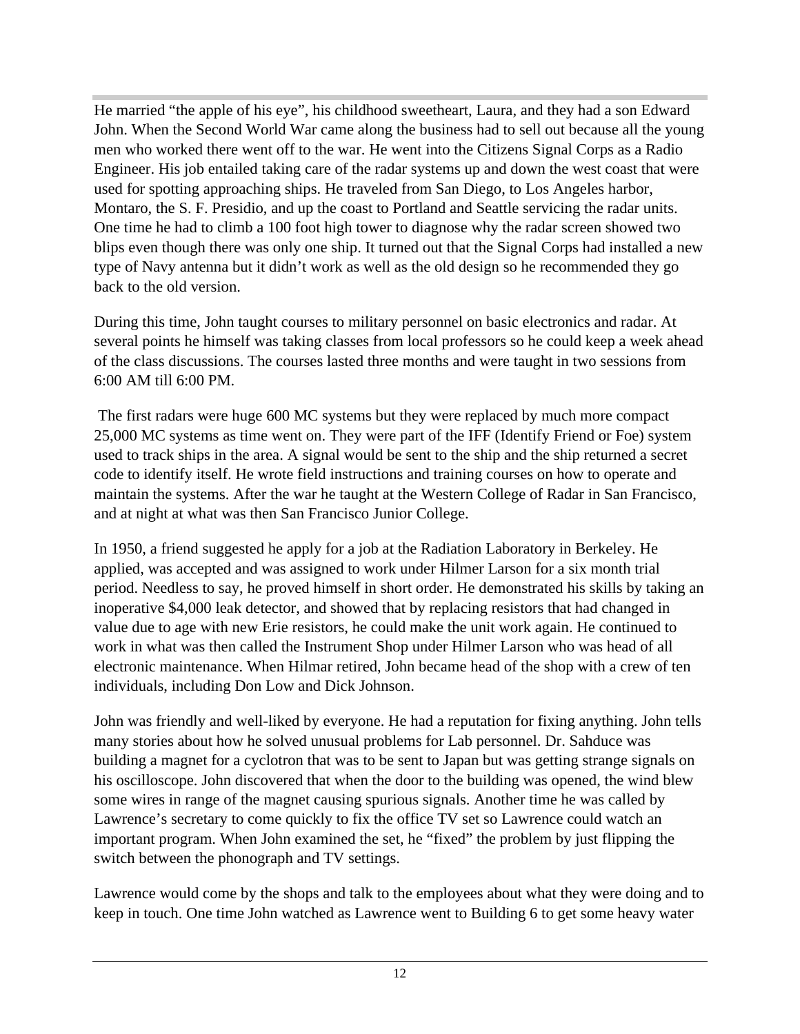He married "the apple of his eye", his childhood sweetheart, Laura, and they had a son Edward John. When the Second World War came along the business had to sell out because all the young men who worked there went off to the war. He went into the Citizens Signal Corps as a Radio Engineer. His job entailed taking care of the radar systems up and down the west coast that were used for spotting approaching ships. He traveled from San Diego, to Los Angeles harbor, Montaro, the S. F. Presidio, and up the coast to Portland and Seattle servicing the radar units. One time he had to climb a 100 foot high tower to diagnose why the radar screen showed two blips even though there was only one ship. It turned out that the Signal Corps had installed a new type of Navy antenna but it didn't work as well as the old design so he recommended they go back to the old version.

During this time, John taught courses to military personnel on basic electronics and radar. At several points he himself was taking classes from local professors so he could keep a week ahead of the class discussions. The courses lasted three months and were taught in two sessions from 6:00 AM till 6:00 PM.

The first radars were huge 600 MC systems but they were replaced by much more compact 25,000 MC systems as time went on. They were part of the IFF (Identify Friend or Foe) system used to track ships in the area. A signal would be sent to the ship and the ship returned a secret code to identify itself. He wrote field instructions and training courses on how to operate and maintain the systems. After the war he taught at the Western College of Radar in San Francisco, and at night at what was then San Francisco Junior College.

In 1950, a friend suggested he apply for a job at the Radiation Laboratory in Berkeley. He applied, was accepted and was assigned to work under Hilmer Larson for a six month trial period. Needless to say, he proved himself in short order. He demonstrated his skills by taking an inoperative $4,000 leak detector, and showed that by replacing resistors that had changed in value due to age with new Erie resistors, he could make the unit work again. He continued to work in what was then called the Instrument Shop under Hilmer Larson who was head of all electronic maintenance. When Hilmar retired, John became head of the shop with a crew of ten individuals, including Don Low and Dick Johnson.

John was friendly and well-liked by everyone. He had a reputation for fixing anything. John tells many stories about how he solved unusual problems for Lab personnel. Dr. Sahduce was building a magnet for a cyclotron that was to be sent to Japan but was getting strange signals on his oscilloscope. John discovered that when the door to the building was opened, the wind blew some wires in range of the magnet causing spurious signals. Another time he was called by Lawrence's secretary to come quickly to fix the office TV set so Lawrence could watch an important program. When John examined the set, he "fixed" the problem by just flipping the switch between the phonograph and TV settings.

Lawrence would come by the shops and talk to the employees about what they were doing and to keep in touch. One time John watched as Lawrence went to Building 6 to get some heavy water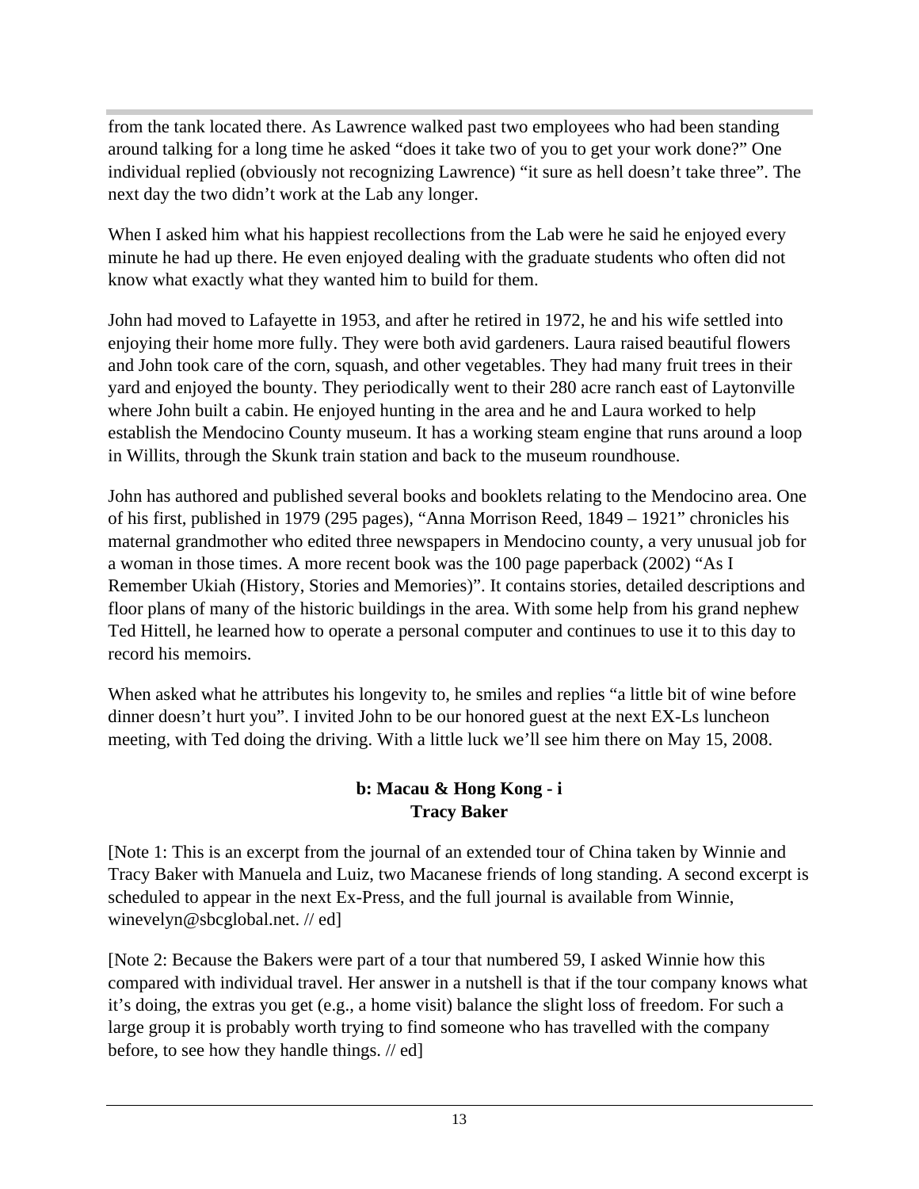from the tank located there. As Lawrence walked past two employees who had been standing around talking for a long time he asked "does it take two of you to get your work done?" One individual replied (obviously not recognizing Lawrence) "it sure as hell doesn't take three". The next day the two didn't work at the Lab any longer.

When I asked him what his happiest recollections from the Lab were he said he enjoyed every minute he had up there. He even enjoyed dealing with the graduate students who often did not know what exactly what they wanted him to build for them.

John had moved to Lafayette in 1953, and after he retired in 1972, he and his wife settled into enjoying their home more fully. They were both avid gardeners. Laura raised beautiful flowers and John took care of the corn, squash, and other vegetables. They had many fruit trees in their yard and enjoyed the bounty. They periodically went to their 280 acre ranch east of Laytonville where John built a cabin. He enjoyed hunting in the area and he and Laura worked to help establish the Mendocino County museum. It has a working steam engine that runs around a loop in Willits, through the Skunk train station and back to the museum roundhouse.

John has authored and published several books and booklets relating to the Mendocino area. One of his first, published in 1979 (295 pages), "Anna Morrison Reed, 1849 – 1921" chronicles his maternal grandmother who edited three newspapers in Mendocino county, a very unusual job for a woman in those times. A more recent book was the 100 page paperback (2002) "As I Remember Ukiah (History, Stories and Memories)". It contains stories, detailed descriptions and floor plans of many of the historic buildings in the area. With some help from his grand nephew Ted Hittell, he learned how to operate a personal computer and continues to use it to this day to record his memoirs.

When asked what he attributes his longevity to, he smiles and replies "a little bit of wine before dinner doesn't hurt you". I invited John to be our honored guest at the next EX-Ls luncheon meeting, with Ted doing the driving. With a little luck we'll see him there on May 15, 2008.

### b: Macau & Hong Kong - i
**Tracy Baker**

[Note 1: This is an excerpt from the journal of an extended tour of China taken by Winnie and Tracy Baker with Manuela and Luiz, two Macanese friends of long standing. A second excerpt is scheduled to appear in the next Ex-Press, and the full journal is available from Winnie, winevelyn@sbcglobal.net. // ed]

[Note 2: Because the Bakers were part of a tour that numbered 59, I asked Winnie how this compared with individual travel. Her answer in a nutshell is that if the tour company knows what it's doing, the extras you get (e.g., a home visit) balance the slight loss of freedom. For such a large group it is probably worth trying to find someone who has travelled with the company before, to see how they handle things. // ed]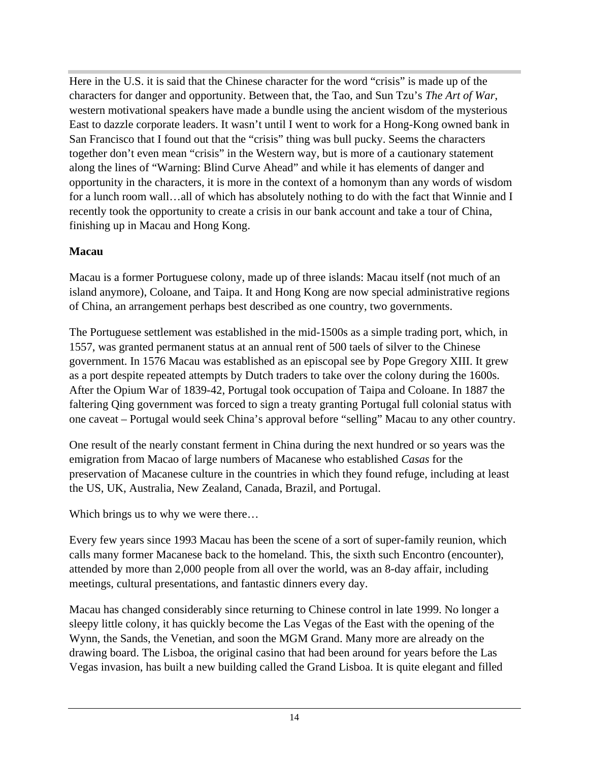Here in the U.S. it is said that the Chinese character for the word "crisis" is made up of the characters for danger and opportunity. Between that, the Tao, and Sun Tzu's *The Art of War*, western motivational speakers have made a bundle using the ancient wisdom of the mysterious East to dazzle corporate leaders. It wasn't until I went to work for a Hong-Kong owned bank in San Francisco that I found out that the "crisis" thing was bull pucky. Seems the characters together don't even mean "crisis" in the Western way, but is more of a cautionary statement along the lines of "Warning: Blind Curve Ahead" and while it has elements of danger and opportunity in the characters, it is more in the context of a homonym than any words of wisdom for a lunch room wall…all of which has absolutely nothing to do with the fact that Winnie and I recently took the opportunity to create a crisis in our bank account and take a tour of China, finishing up in Macau and Hong Kong.

**Macau**

Macau is a former Portuguese colony, made up of three islands: Macau itself (not much of an island anymore), Coloane, and Taipa. It and Hong Kong are now special administrative regions of China, an arrangement perhaps best described as one country, two governments.

The Portuguese settlement was established in the mid-1500s as a simple trading port, which, in 1557, was granted permanent status at an annual rent of 500 taels of silver to the Chinese government. In 1576 Macau was established as an episcopal see by Pope Gregory XIII. It grew as a port despite repeated attempts by Dutch traders to take over the colony during the 1600s. After the Opium War of 1839-42, Portugal took occupation of Taipa and Coloane. In 1887 the faltering Qing government was forced to sign a treaty granting Portugal full colonial status with one caveat – Portugal would seek China's approval before "selling" Macau to any other country.

One result of the nearly constant ferment in China during the next hundred or so years was the emigration from Macao of large numbers of Macanese who established *Casas* for the preservation of Macanese culture in the countries in which they found refuge, including at least the US, UK, Australia, New Zealand, Canada, Brazil, and Portugal.

Which brings us to why we were there…

Every few years since 1993 Macau has been the scene of a sort of super-family reunion, which calls many former Macanese back to the homeland. This, the sixth such Encontro (encounter), attended by more than 2,000 people from all over the world, was an 8-day affair, including meetings, cultural presentations, and fantastic dinners every day.

Macau has changed considerably since returning to Chinese control in late 1999. No longer a sleepy little colony, it has quickly become the Las Vegas of the East with the opening of the Wynn, the Sands, the Venetian, and soon the MGM Grand. Many more are already on the drawing board. The Lisboa, the original casino that had been around for years before the Las Vegas invasion, has built a new building called the Grand Lisboa. It is quite elegant and filled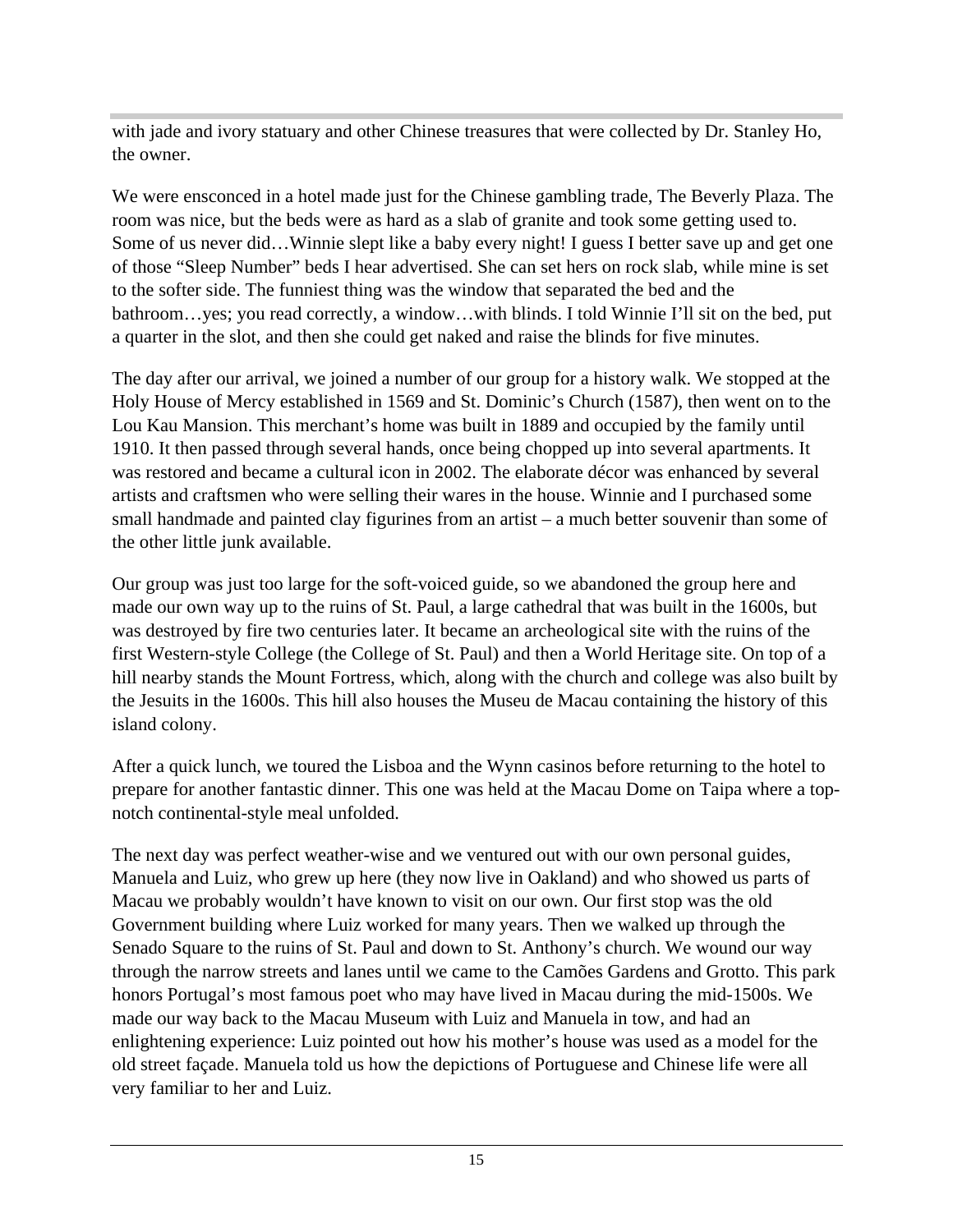with jade and ivory statuary and other Chinese treasures that were collected by Dr. Stanley Ho, the owner.

We were ensconced in a hotel made just for the Chinese gambling trade, The Beverly Plaza. The room was nice, but the beds were as hard as a slab of granite and took some getting used to. Some of us never did…Winnie slept like a baby every night! I guess I better save up and get one of those "Sleep Number" beds I hear advertised. She can set hers on rock slab, while mine is set to the softer side. The funniest thing was the window that separated the bed and the bathroom…yes; you read correctly, a window…with blinds. I told Winnie I'll sit on the bed, put a quarter in the slot, and then she could get naked and raise the blinds for five minutes.

The day after our arrival, we joined a number of our group for a history walk. We stopped at the Holy House of Mercy established in 1569 and St. Dominic's Church (1587), then went on to the Lou Kau Mansion. This merchant's home was built in 1889 and occupied by the family until 1910. It then passed through several hands, once being chopped up into several apartments. It was restored and became a cultural icon in 2002. The elaborate décor was enhanced by several artists and craftsmen who were selling their wares in the house. Winnie and I purchased some small handmade and painted clay figurines from an artist – a much better souvenir than some of the other little junk available.

Our group was just too large for the soft-voiced guide, so we abandoned the group here and made our own way up to the ruins of St. Paul, a large cathedral that was built in the 1600s, but was destroyed by fire two centuries later. It became an archeological site with the ruins of the first Western-style College (the College of St. Paul) and then a World Heritage site. On top of a hill nearby stands the Mount Fortress, which, along with the church and college was also built by the Jesuits in the 1600s. This hill also houses the Museu de Macau containing the history of this island colony.

After a quick lunch, we toured the Lisboa and the Wynn casinos before returning to the hotel to prepare for another fantastic dinner. This one was held at the Macau Dome on Taipa where a top-notch continental-style meal unfolded.

The next day was perfect weather-wise and we ventured out with our own personal guides, Manuela and Luiz, who grew up here (they now live in Oakland) and who showed us parts of Macau we probably wouldn't have known to visit on our own. Our first stop was the old Government building where Luiz worked for many years. Then we walked up through the Senado Square to the ruins of St. Paul and down to St. Anthony's church. We wound our way through the narrow streets and lanes until we came to the Camões Gardens and Grotto. This park honors Portugal's most famous poet who may have lived in Macau during the mid-1500s. We made our way back to the Macau Museum with Luiz and Manuela in tow, and had an enlightening experience: Luiz pointed out how his mother's house was used as a model for the old street façade. Manuela told us how the depictions of Portuguese and Chinese life were all very familiar to her and Luiz.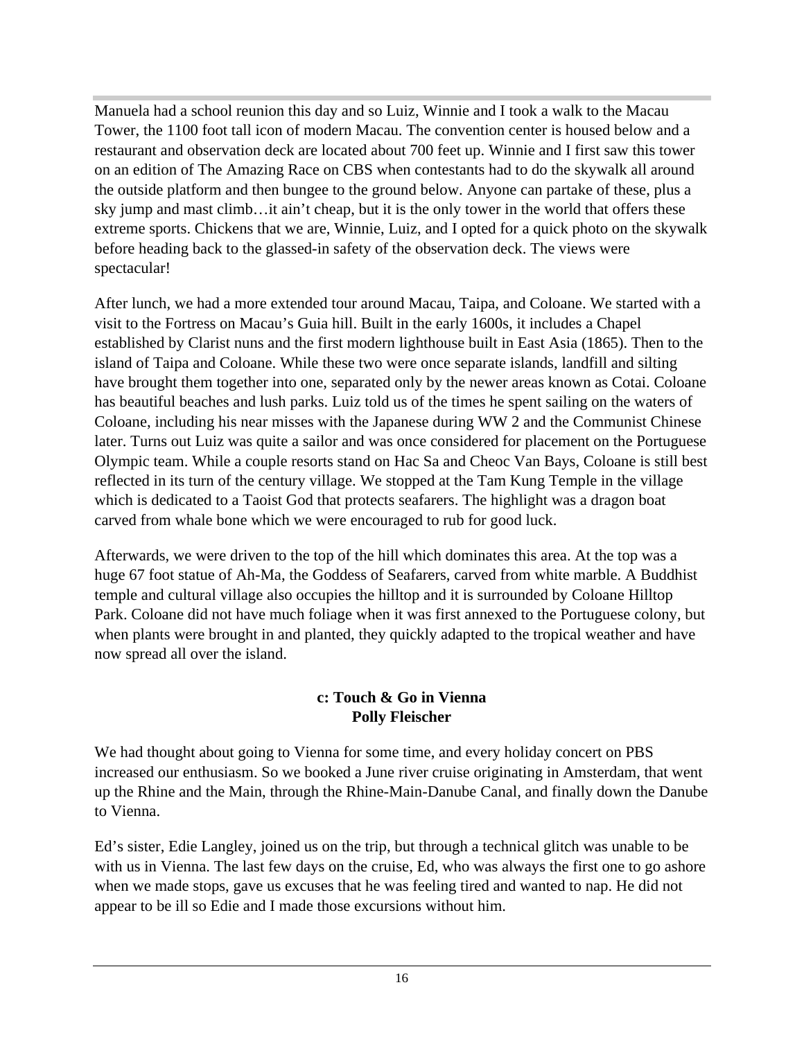Manuela had a school reunion this day and so Luiz, Winnie and I took a walk to the Macau Tower, the 1100 foot tall icon of modern Macau. The convention center is housed below and a restaurant and observation deck are located about 700 feet up. Winnie and I first saw this tower on an edition of The Amazing Race on CBS when contestants had to do the skywalk all around the outside platform and then bungee to the ground below. Anyone can partake of these, plus a sky jump and mast climb…it ain't cheap, but it is the only tower in the world that offers these extreme sports. Chickens that we are, Winnie, Luiz, and I opted for a quick photo on the skywalk before heading back to the glassed-in safety of the observation deck. The views were spectacular!

After lunch, we had a more extended tour around Macau, Taipa, and Coloane. We started with a visit to the Fortress on Macau's Guia hill. Built in the early 1600s, it includes a Chapel established by Clarist nuns and the first modern lighthouse built in East Asia (1865). Then to the island of Taipa and Coloane. While these two were once separate islands, landfill and silting have brought them together into one, separated only by the newer areas known as Cotai. Coloane has beautiful beaches and lush parks. Luiz told us of the times he spent sailing on the waters of Coloane, including his near misses with the Japanese during WW 2 and the Communist Chinese later. Turns out Luiz was quite a sailor and was once considered for placement on the Portuguese Olympic team. While a couple resorts stand on Hac Sa and Cheoc Van Bays, Coloane is still best reflected in its turn of the century village. We stopped at the Tam Kung Temple in the village which is dedicated to a Taoist God that protects seafarers. The highlight was a dragon boat carved from whale bone which we were encouraged to rub for good luck.

Afterwards, we were driven to the top of the hill which dominates this area. At the top was a huge 67 foot statue of Ah-Ma, the Goddess of Seafarers, carved from white marble. A Buddhist temple and cultural village also occupies the hilltop and it is surrounded by Coloane Hilltop Park. Coloane did not have much foliage when it was first annexed to the Portuguese colony, but when plants were brought in and planted, they quickly adapted to the tropical weather and have now spread all over the island.

### c: Touch & Go in Vienna

**Polly Fleischer**

We had thought about going to Vienna for some time, and every holiday concert on PBS increased our enthusiasm. So we booked a June river cruise originating in Amsterdam, that went up the Rhine and the Main, through the Rhine-Main-Danube Canal, and finally down the Danube to Vienna.

Ed's sister, Edie Langley, joined us on the trip, but through a technical glitch was unable to be with us in Vienna. The last few days on the cruise, Ed, who was always the first one to go ashore when we made stops, gave us excuses that he was feeling tired and wanted to nap. He did not appear to be ill so Edie and I made those excursions without him.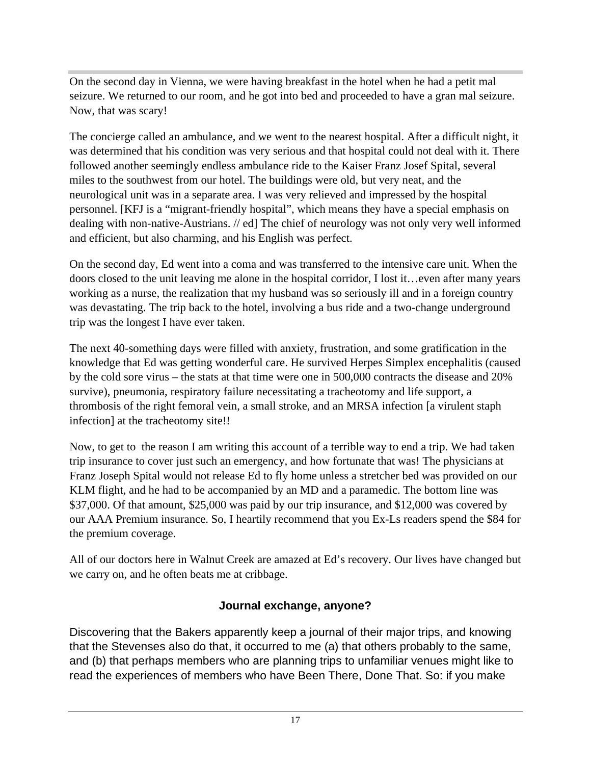On the second day in Vienna, we were having breakfast in the hotel when he had a petit mal seizure. We returned to our room, and he got into bed and proceeded to have a gran mal seizure. Now, that was scary!

The concierge called an ambulance, and we went to the nearest hospital. After a difficult night, it was determined that his condition was very serious and that hospital could not deal with it. There followed another seemingly endless ambulance ride to the Kaiser Franz Josef Spital, several miles to the southwest from our hotel. The buildings were old, but very neat, and the neurological unit was in a separate area. I was very relieved and impressed by the hospital personnel. [KFJ is a "migrant-friendly hospital", which means they have a special emphasis on dealing with non-native-Austrians. // ed] The chief of neurology was not only very well informed and efficient, but also charming, and his English was perfect.

On the second day, Ed went into a coma and was transferred to the intensive care unit. When the doors closed to the unit leaving me alone in the hospital corridor, I lost it…even after many years working as a nurse, the realization that my husband was so seriously ill and in a foreign country was devastating. The trip back to the hotel, involving a bus ride and a two-change underground trip was the longest I have ever taken.

The next 40-something days were filled with anxiety, frustration, and some gratification in the knowledge that Ed was getting wonderful care. He survived Herpes Simplex encephalitis (caused by the cold sore virus – the stats at that time were one in 500,000 contracts the disease and 20% survive), pneumonia, respiratory failure necessitating a tracheotomy and life support, a thrombosis of the right femoral vein, a small stroke, and an MRSA infection [a virulent staph infection] at the tracheotomy site!!

Now, to get to the reason I am writing this account of a terrible way to end a trip. We had taken trip insurance to cover just such an emergency, and how fortunate that was! The physicians at Franz Joseph Spital would not release Ed to fly home unless a stretcher bed was provided on our KLM flight, and he had to be accompanied by an MD and a paramedic. The bottom line was $37,000. Of that amount, $25,000 was paid by our trip insurance, and $12,000 was covered by our AAA Premium insurance. So, I heartily recommend that you Ex-Ls readers spend the $84 for the premium coverage.

All of our doctors here in Walnut Creek are amazed at Ed's recovery. Our lives have changed but we carry on, and he often beats me at cribbage.

## Journal exchange, anyone?

Discovering that the Bakers apparently keep a journal of their major trips, and knowing that the Stevenses also do that, it occurred to me (a) that others probably to the same, and (b) that perhaps members who are planning trips to unfamiliar venues might like to read the experiences of members who have Been There, Done That. So: if you make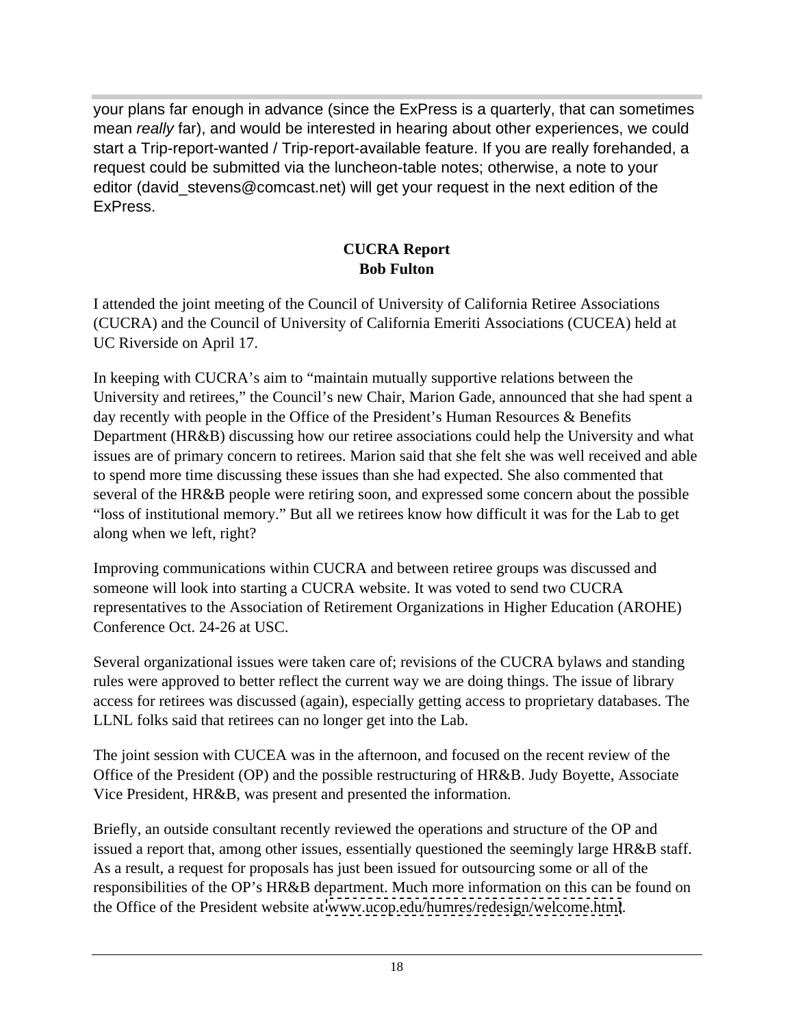your plans far enough in advance (since the ExPress is a quarterly, that can sometimes mean *really* far), and would be interested in hearing about other experiences, we could start a Trip-report-wanted / Trip-report-available feature. If you are really forehanded, a request could be submitted via the luncheon-table notes; otherwise, a note to your editor (david_stevens@comcast.net) will get your request in the next edition of the ExPress.

## CUCRA Report
**Bob Fulton**

I attended the joint meeting of the Council of University of California Retiree Associations (CUCRA) and the Council of University of California Emeriti Associations (CUCEA) held at UC Riverside on April 17.

In keeping with CUCRA's aim to "maintain mutually supportive relations between the University and retirees," the Council's new Chair, Marion Gade, announced that she had spent a day recently with people in the Office of the President's Human Resources & Benefits Department (HR&B) discussing how our retiree associations could help the University and what issues are of primary concern to retirees. Marion said that she felt she was well received and able to spend more time discussing these issues than she had expected. She also commented that several of the HR&B people were retiring soon, and expressed some concern about the possible "loss of institutional memory." But all we retirees know how difficult it was for the Lab to get along when we left, right?

Improving communications within CUCRA and between retiree groups was discussed and someone will look into starting a CUCRA website. It was voted to send two CUCRA representatives to the Association of Retirement Organizations in Higher Education (AROHE) Conference Oct. 24-26 at USC.

Several organizational issues were taken care of; revisions of the CUCRA bylaws and standing rules were approved to better reflect the current way we are doing things. The issue of library access for retirees was discussed (again), especially getting access to proprietary databases. The LLNL folks said that retirees can no longer get into the Lab.

The joint session with CUCEA was in the afternoon, and focused on the recent review of the Office of the President (OP) and the possible restructuring of HR&B. Judy Boyette, Associate Vice President, HR&B, was present and presented the information.

Briefly, an outside consultant recently reviewed the operations and structure of the OP and issued a report that, among other issues, essentially questioned the seemingly large HR&B staff. As a result, a request for proposals has just been issued for outsourcing some or all of the responsibilities of the OP's HR&B department. Much more information on this can be found on the Office of the President website at www.ucop.edu/humres/redesign/welcome.html.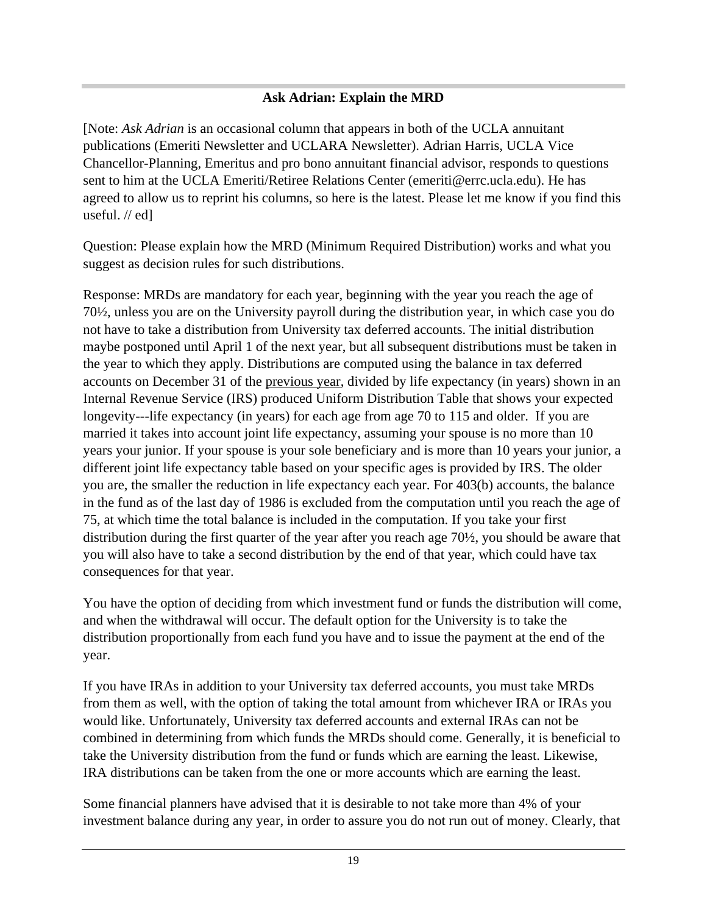### Ask Adrian: Explain the MRD

[Note: *Ask Adrian* is an occasional column that appears in both of the UCLA annuitant publications (Emeriti Newsletter and UCLARA Newsletter). Adrian Harris, UCLA Vice Chancellor-Planning, Emeritus and pro bono annuitant financial advisor, responds to questions sent to him at the UCLA Emeriti/Retiree Relations Center (emeriti@errc.ucla.edu). He has agreed to allow us to reprint his columns, so here is the latest. Please let me know if you find this useful. // ed]

Question: Please explain how the MRD (Minimum Required Distribution) works and what you suggest as decision rules for such distributions.

Response: MRDs are mandatory for each year, beginning with the year you reach the age of 70½, unless you are on the University payroll during the distribution year, in which case you do not have to take a distribution from University tax deferred accounts. The initial distribution maybe postponed until April 1 of the next year, but all subsequent distributions must be taken in the year to which they apply. Distributions are computed using the balance in tax deferred accounts on December 31 of the <u>previous year</u>, divided by life expectancy (in years) shown in an Internal Revenue Service (IRS) produced Uniform Distribution Table that shows your expected longevity---life expectancy (in years) for each age from age 70 to 115 and older. If you are married it takes into account joint life expectancy, assuming your spouse is no more than 10 years your junior. If your spouse is your sole beneficiary and is more than 10 years your junior, a different joint life expectancy table based on your specific ages is provided by IRS. The older you are, the smaller the reduction in life expectancy each year. For 403(b) accounts, the balance in the fund as of the last day of 1986 is excluded from the computation until you reach the age of 75, at which time the total balance is included in the computation. If you take your first distribution during the first quarter of the year after you reach age 70½, you should be aware that you will also have to take a second distribution by the end of that year, which could have tax consequences for that year.

You have the option of deciding from which investment fund or funds the distribution will come, and when the withdrawal will occur. The default option for the University is to take the distribution proportionally from each fund you have and to issue the payment at the end of the year.

If you have IRAs in addition to your University tax deferred accounts, you must take MRDs from them as well, with the option of taking the total amount from whichever IRA or IRAs you would like. Unfortunately, University tax deferred accounts and external IRAs can not be combined in determining from which funds the MRDs should come. Generally, it is beneficial to take the University distribution from the fund or funds which are earning the least. Likewise, IRA distributions can be taken from the one or more accounts which are earning the least.

Some financial planners have advised that it is desirable to not take more than 4% of your investment balance during any year, in order to assure you do not run out of money. Clearly, that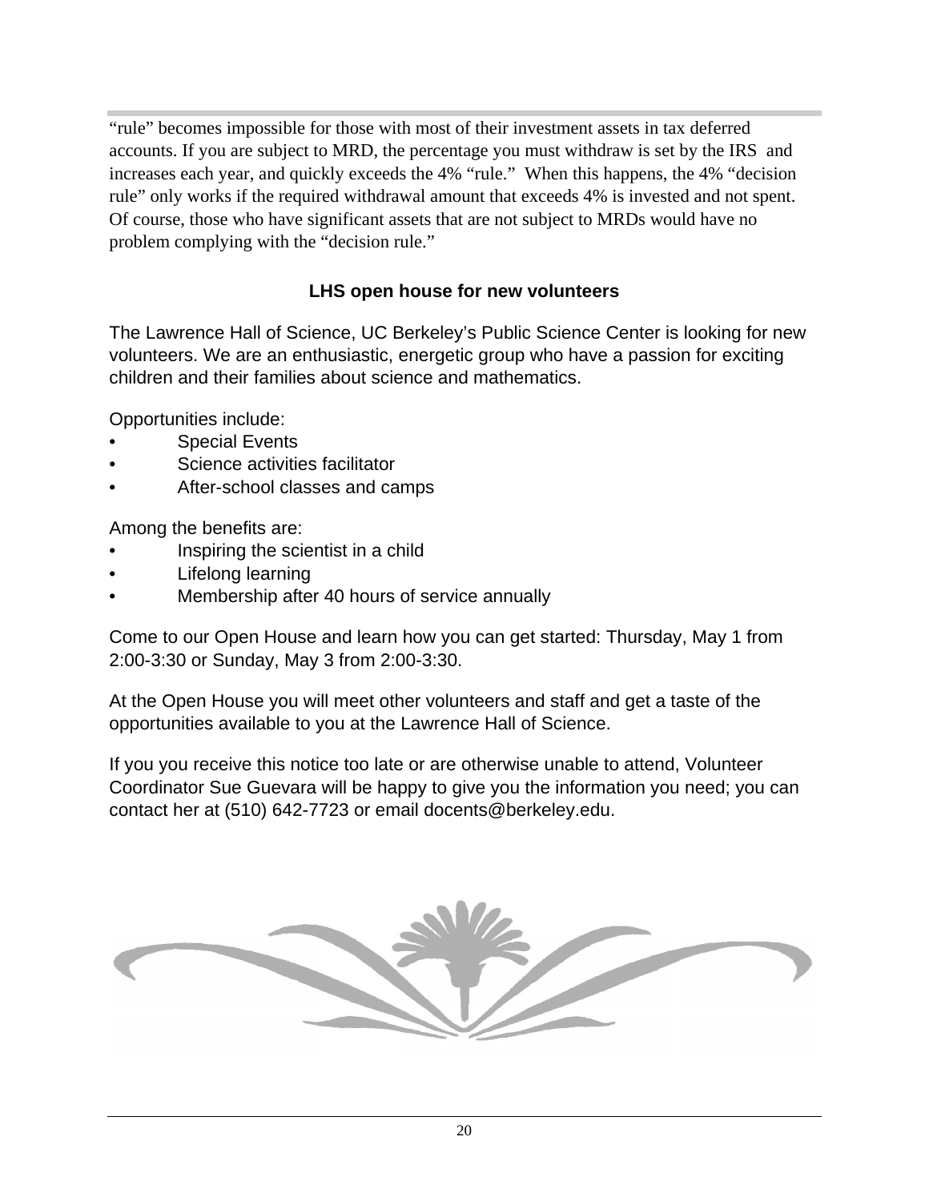"rule" becomes impossible for those with most of their investment assets in tax deferred accounts. If you are subject to MRD, the percentage you must withdraw is set by the IRS and increases each year, and quickly exceeds the 4% "rule." When this happens, the 4% "decision rule" only works if the required withdrawal amount that exceeds 4% is invested and not spent. Of course, those who have significant assets that are not subject to MRDs would have no problem complying with the "decision rule."

## LHS open house for new volunteers

The Lawrence Hall of Science, UC Berkeley's Public Science Center is looking for new volunteers. We are an enthusiastic, energetic group who have a passion for exciting children and their families about science and mathematics.

Opportunities include:

- Special Events
- Science activities facilitator
- After-school classes and camps

Among the benefits are:

- Inspiring the scientist in a child
- Lifelong learning
- Membership after 40 hours of service annually

Come to our Open House and learn how you can get started: Thursday, May 1 from 2:00-3:30 or Sunday, May 3 from 2:00-3:30.

At the Open House you will meet other volunteers and staff and get a taste of the opportunities available to you at the Lawrence Hall of Science.

If you you receive this notice too late or are otherwise unable to attend, Volunteer Coordinator Sue Guevara will be happy to give you the information you need; you can contact her at (510) 642-7723 or email docents@berkeley.edu.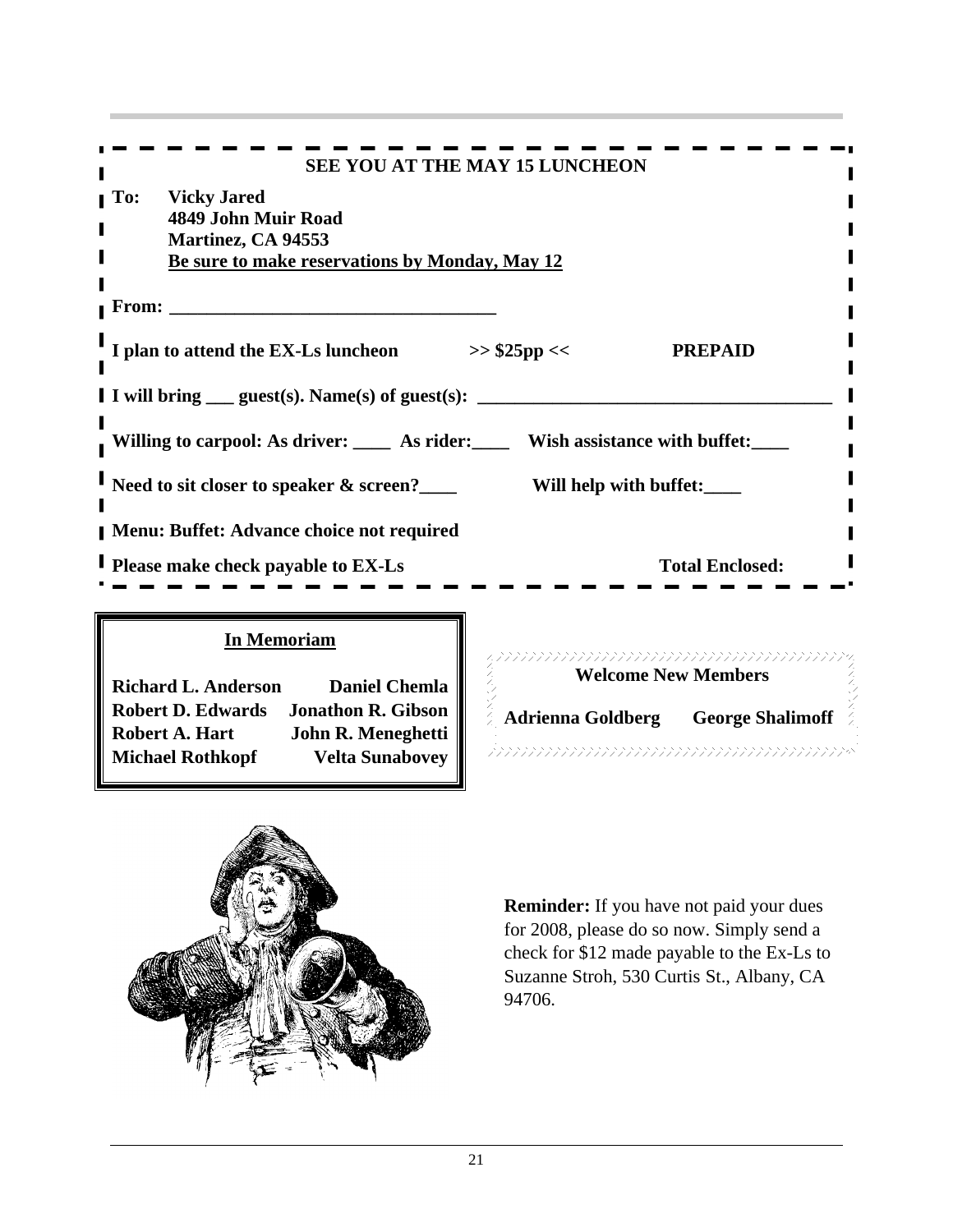**SEE YOU AT THE MAY 15 LUNCHEON**

**To: Vicky Jared**
**4849 John Muir Road**
**Martinez, CA 94553**
**Be sure to make reservations by Monday, May 12**

**From: ___________________________________**

**I plan to attend the EX-Ls luncheon >> $25pp << PREPAID**

**I will bring ___ guest(s). Name(s) of guest(s): _____________________________________**

**Willing to carpool: As driver: ____ As rider:____ Wish assistance with buffet:____**

**Need to sit closer to speaker & screen?____ Will help with buffet:____**

**Menu: Buffet: Advance choice not required**

**Please make check payable to EX-Ls Total Enclosed:**

## In Memoriam

**Richard L. Anderson**
**Daniel Chemla**
**Robert D. Edwards**
**Jonathon R. Gibson**
**Robert A. Hart**
**John R. Meneghetti**
**Michael Rothkopf**
**Velta Sunabovey**

## Welcome New Members

**Adrienna Goldberg**
**George Shalimoff**

**Reminder:** If you have not paid your dues for 2008, please do so now. Simply send a check for $12 made payable to the Ex-Ls to Suzanne Stroh, 530 Curtis St., Albany, CA 94706.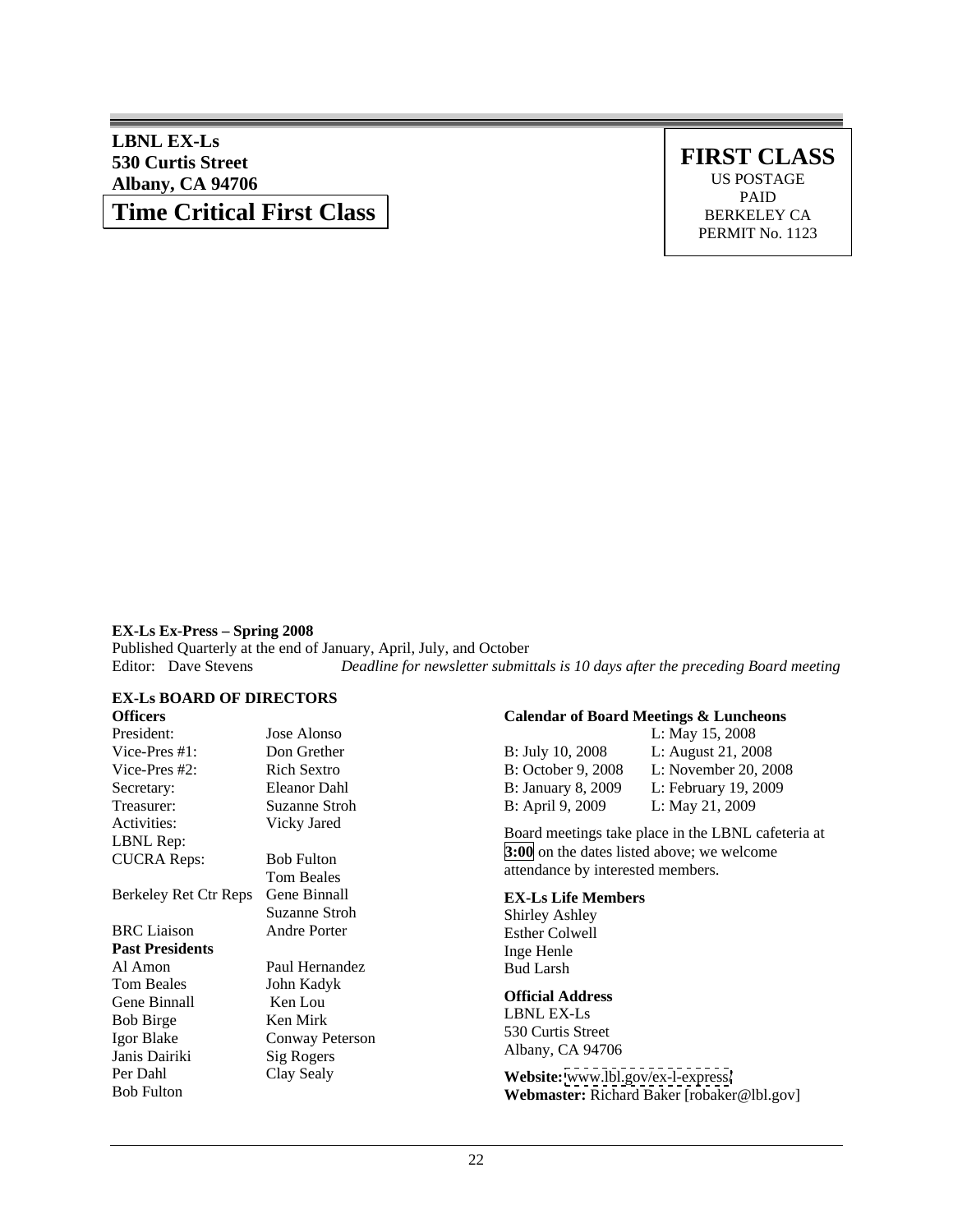**LBNL EX-Ls**
**530 Curtis Street**
**Albany, CA 94706**

**Time Critical First Class**

**FIRST CLASS**
US POSTAGE
PAID
BERKELEY CA
PERMIT No. 1123

**EX-Ls Ex-Press – Spring 2008**
Published Quarterly at the end of January, April, July, and October
Editor: Dave Stevens *Deadline for newsletter submittals is 10 days after the preceding Board meeting*

**EX-Ls BOARD OF DIRECTORS**

**Officers**

| | |
|---|---|
| President: | Jose Alonso |
| Vice-Pres #1: | Don Grether |
| Vice-Pres #2: | Rich Sextro |
| Secretary: | Eleanor Dahl |
| Treasurer: | Suzanne Stroh |
| Activities: | Vicky Jared |
| LBNL Rep: | |
| CUCRA Reps: | Bob Fulton<br>Tom Beales |
| Berkeley Ret Ctr Reps | Gene Binnall<br>Suzanne Stroh |
| BRC Liaison | Andre Porter |

**Past Presidents**

| | |
|---|---|
| Al Amon | Paul Hernandez |
| Tom Beales | John Kadyk |
| Gene Binnall | Ken Lou |
| Bob Birge | Ken Mirk |
| Igor Blake | Conway Peterson |
| Janis Dairiki | Sig Rogers |
| Per Dahl | Clay Sealy |
| Bob Fulton | |

**Calendar of Board Meetings & Luncheons**

| | |
|---|---|
| | L: May 15, 2008 |
| B: July 10, 2008 | L: August 21, 2008 |
| B: October 9, 2008 | L: November 20, 2008 |
| B: January 8, 2009 | L: February 19, 2009 |
| B: April 9, 2009 | L: May 21, 2009 |

Board meetings take place in the LBNL cafeteria at 3:00 on the dates listed above; we welcome attendance by interested members.

**EX-Ls Life Members**
Shirley Ashley
Esther Colwell
Inge Henle
Bud Larsh

**Official Address**
LBNL EX-Ls
530 Curtis Street
Albany, CA 94706

**Website:** www.lbl.gov/ex-l-express/
**Webmaster:** Richard Baker [robaker@lbl.gov]